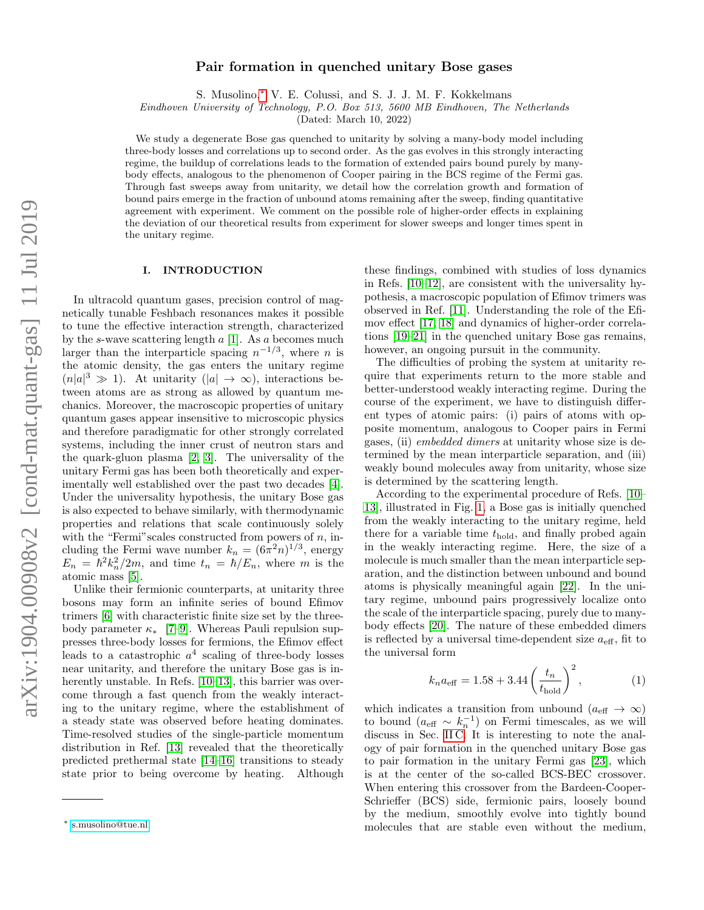# Pair formation in quenched unitary Bose gases

S. Musolino,[*] V. E. Colussi, and S. J. J. M. F. Kokkelmans

*Eindhoven University of Technology, P.O. Box 513, 5600 MB Eindhoven, The Netherlands*

(Dated: March 10, 2022)

We study a degenerate Bose gas quenched to unitarity by solving a many-body model including three-body losses and correlations up to second order. As the gas evolves in this strongly interacting regime, the buildup of correlations leads to the formation of extended pairs bound purely by many-body effects, analogous to the phenomenon of Cooper pairing in the BCS regime of the Fermi gas. Through fast sweeps away from unitarity, we detail how the correlation growth and formation of bound pairs emerge in the fraction of unbound atoms remaining after the sweep, finding quantitative agreement with experiment. We comment on the possible role of higher-order effects in explaining the deviation of our theoretical results from experiment for slower sweeps and longer times spent in the unitary regime.

## I. INTRODUCTION

In ultracold quantum gases, precision control of magnetically tunable Feshbach resonances makes it possible to tune the effective interaction strength, characterized by the $s$-wave scattering length $a$ [1]. As $a$ becomes much larger than the interparticle spacing $n^{-1/3}$, where $n$ is the atomic density, the gas enters the unitary regime ($n|a|^3 \gg 1$). At unitarity ($|a| \to \infty$), interactions between atoms are as strong as allowed by quantum mechanics. Moreover, the macroscopic properties of unitary quantum gases appear insensitive to microscopic physics and therefore paradigmatic for other strongly correlated systems, including the inner crust of neutron stars and the quark-gluon plasma [2, 3]. The universality of the unitary Fermi gas has been both theoretically and experimentally well established over the past two decades [4]. Under the universality hypothesis, the unitary Bose gas is also expected to behave similarly, with thermodynamic properties and relations that scale continuously solely with the "Fermi"scales constructed from powers of $n$, including the Fermi wave number $k_n = (6\pi^2 n)^{1/3}$, energy $E_n = \hbar^2 k_n^2/2m$, and time $t_n = \hbar/E_n$, where $m$ is the atomic mass [5].

Unlike their fermionic counterparts, at unitarity three bosons may form an infinite series of bound Efimov trimers [6] with characteristic finite size set by the three-body parameter $\kappa_*$ [7–9]. Whereas Pauli repulsion suppresses three-body losses for fermions, the Efimov effect leads to a catastrophic $a^4$ scaling of three-body losses near unitarity, and therefore the unitary Bose gas is inherently unstable. In Refs. [10–13], this barrier was overcome through a fast quench from the weakly interacting to the unitary regime, where the establishment of a steady state was observed before heating dominates. Time-resolved studies of the single-particle momentum distribution in Ref. [13] revealed that the theoretically predicted prethermal state [14–16] transitions to steady state prior to being overcome by heating. Although these findings, combined with studies of loss dynamics in Refs. [10–12], are consistent with the universality hypothesis, a macroscopic population of Efimov trimers was observed in Ref. [11]. Understanding the role of the Efimov effect [17, 18] and dynamics of higher-order correlations [19–21] in the quenched unitary Bose gas remains, however, an ongoing pursuit in the community.

The difficulties of probing the system at unitarity require that experiments return to the more stable and better-understood weakly interacting regime. During the course of the experiment, we have to distinguish different types of atomic pairs: (i) pairs of atoms with opposite momentum, analogous to Cooper pairs in Fermi gases, (ii) *embedded dimers* at unitarity whose size is determined by the mean interparticle separation, and (iii) weakly bound molecules away from unitarity, whose size is determined by the scattering length.

According to the experimental procedure of Refs. [10–13], illustrated in Fig. 1, a Bose gas is initially quenched from the weakly interacting to the unitary regime, held there for a variable time $t_{\mathrm{hold}}$, and finally probed again in the weakly interacting regime. Here, the size of a molecule is much smaller than the mean interparticle separation, and the distinction between unbound and bound atoms is physically meaningful again [22]. In the unitary regime, unbound pairs progressively localize onto the scale of the interparticle spacing, purely due to many-body effects [20]. The nature of these embedded dimers is reflected by a universal time-dependent size $a_{\mathrm{eff}}$, fit to the universal form

$$k_n a_{\mathrm{eff}} = 1.58 + 3.44 \left( \frac{t_n}{t_{\mathrm{hold}}} \right)^2, \tag{1}$$

which indicates a transition from unbound ($a_{\mathrm{eff}} \to \infty$) to bound ($a_{\mathrm{eff}} \sim k_n^{-1}$) on Fermi timescales, as we will discuss in Sec. II C. It is interesting to note the analogy of pair formation in the quenched unitary Bose gas to pair formation in the unitary Fermi gas [23], which is at the center of the so-called BCS-BEC crossover. When entering this crossover from the Bardeen-Cooper-Schrieffer (BCS) side, fermionic pairs, loosely bound by the medium, smoothly evolve into tightly bound molecules that are stable even without the medium,

---

[*] s.musolino@tue.nl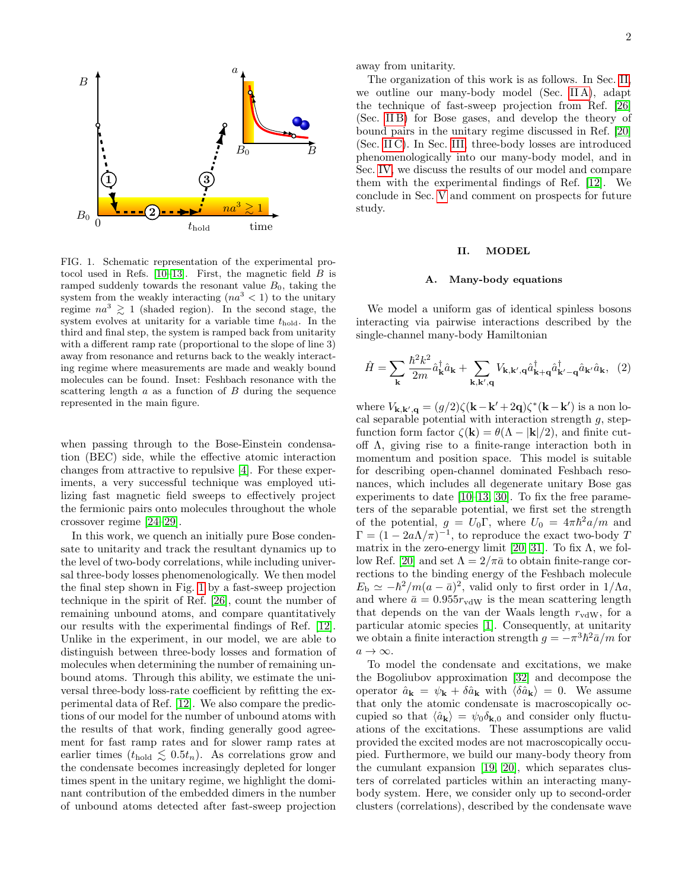FIG. 1. Schematic representation of the experimental protocol used in Refs. [10–13]. First, the magnetic field $B$ is ramped suddenly towards the resonant value $B_0$, taking the system from the weakly interacting ($na^3 < 1$) to the unitary regime $na^3 \gtrsim 1$ (shaded region). In the second stage, the system evolves at unitarity for a variable time $t_{\rm hold}$. In the third and final step, the system is ramped back from unitarity with a different ramp rate (proportional to the slope of line 3) away from resonance and returns back to the weakly interacting regime where measurements are made and weakly bound molecules can be found. Inset: Feshbach resonance with the scattering length $a$ as a function of $B$ during the sequence represented in the main figure.

when passing through to the Bose-Einstein condensation (BEC) side, while the effective atomic interaction changes from attractive to repulsive [4]. For these experiments, a very successful technique was employed utilizing fast magnetic field sweeps to effectively project the fermionic pairs onto molecules throughout the whole crossover regime [24–29].

In this work, we quench an initially pure Bose condensate to unitarity and track the resultant dynamics up to the level of two-body correlations, while including universal three-body losses phenomenologically. We then model the final step shown in Fig. 1 by a fast-sweep projection technique in the spirit of Ref. [26], count the number of remaining unbound atoms, and compare quantitatively our results with the experimental findings of Ref. [12]. Unlike in the experiment, in our model, we are able to distinguish between three-body losses and formation of molecules when determining the number of remaining unbound atoms. Through this ability, we estimate the universal three-body loss-rate coefficient by refitting the experimental data of Ref. [12]. We also compare the predictions of our model for the number of unbound atoms with the results of that work, finding generally good agreement for fast ramp rates and for slower ramp rates at earlier times ($t_{\rm hold} \lesssim 0.5t_n$). As correlations grow and the condensate becomes increasingly depleted for longer times spent in the unitary regime, we highlight the dominant contribution of the embedded dimers in the number of unbound atoms detected after fast-sweep projection away from unitarity.

The organization of this work is as follows. In Sec. II, we outline our many-body model (Sec. II A), adapt the technique of fast-sweep projection from Ref. [26] (Sec. II B) for Bose gases, and develop the theory of bound pairs in the unitary regime discussed in Ref. [20] (Sec. II C). In Sec. III, three-body losses are introduced phenomenologically into our many-body model, and in Sec. IV, we discuss the results of our model and compare them with the experimental findings of Ref. [12]. We conclude in Sec. V and comment on prospects for future study.

## II. MODEL

### A. Many-body equations

We model a uniform gas of identical spinless bosons interacting via pairwise interactions described by the single-channel many-body Hamiltonian

$$\hat{H} = \sum_{\mathbf{k}} \frac{\hbar^2 k^2}{2m} \hat{a}^\dagger_{\mathbf{k}} \hat{a}_{\mathbf{k}} + \sum_{\mathbf{k},\mathbf{k}',\mathbf{q}} V_{\mathbf{k},\mathbf{k}',\mathbf{q}} \hat{a}^\dagger_{\mathbf{k}+\mathbf{q}} \hat{a}^\dagger_{\mathbf{k}'-\mathbf{q}} \hat{a}_{\mathbf{k}'} \hat{a}_{\mathbf{k}}, \quad (2)$$

where $V_{\mathbf{k},\mathbf{k}',\mathbf{q}} = (g/2)\zeta(\mathbf{k}-\mathbf{k}'+2\mathbf{q})\zeta^*(\mathbf{k}-\mathbf{k}')$ is a non local separable potential with interaction strength $g$, step-function form factor $\zeta(\mathbf{k}) = \theta(\Lambda - |\mathbf{k}|/2)$, and finite cutoff $\Lambda$, giving rise to a finite-range interaction both in momentum and position space. This model is suitable for describing open-channel dominated Feshbach resonances, which includes all degenerate unitary Bose gas experiments to date [10–13, 30]. To fix the free parameters of the separable potential, we first set the strength of the potential, $g = U_0\Gamma$, where $U_0 = 4\pi\hbar^2 a/m$ and $\Gamma = (1 - 2a\Lambda/\pi)^{-1}$, to reproduce the exact two-body $T$ matrix in the zero-energy limit [20, 31]. To fix $\Lambda$, we follow Ref. [20] and set $\Lambda = 2/\pi\bar{a}$ to obtain finite-range corrections to the binding energy of the Feshbach molecule $E_{\rm b} \simeq -\hbar^2/m(a-\bar{a})^2$, valid only to first order in $1/\Lambda a$, and where $\bar{a} = 0.955r_{\rm vdW}$ is the mean scattering length that depends on the van der Waals length $r_{\rm vdW}$, for a particular atomic species [1]. Consequently, at unitarity we obtain a finite interaction strength $g = -\pi^3\hbar^2\bar{a}/m$ for $a \to \infty$.

To model the condensate and excitations, we make the Bogoliubov approximation [32] and decompose the operator $\hat{a}_{\mathbf{k}} = \psi_{\mathbf{k}} + \delta\hat{a}_{\mathbf{k}}$ with $\langle\delta\hat{a}_{\mathbf{k}}\rangle = 0$. We assume that only the atomic condensate is macroscopically occupied so that $\langle\hat{a}_{\mathbf{k}}\rangle = \psi_0\delta_{\mathbf{k},0}$ and consider only fluctuations of the excitations. These assumptions are valid provided the excited modes are not macroscopically occupied. Furthermore, we build our many-body theory from the cumulant expansion [19, 20], which separates clusters of correlated particles within an interacting many-body system. Here, we consider only up to second-order clusters (correlations), described by the condensate wave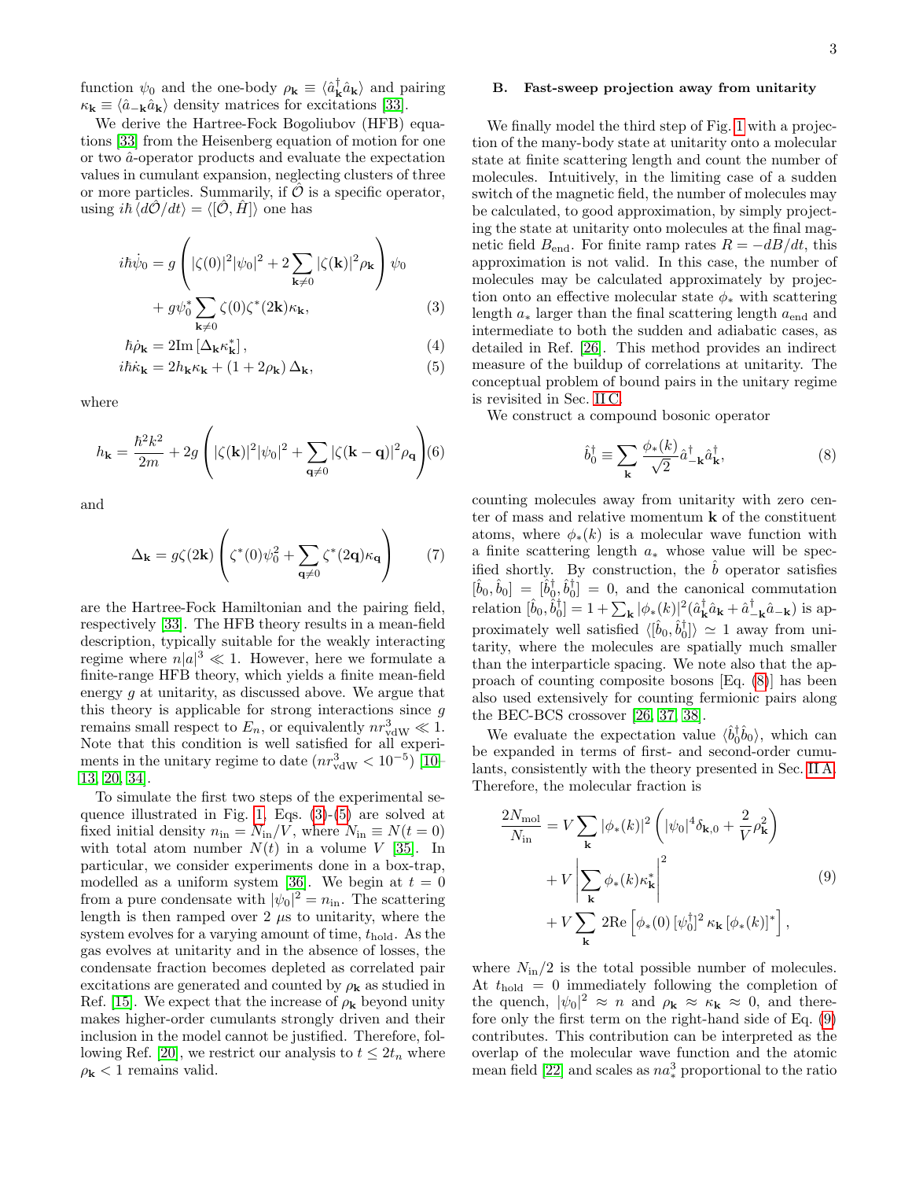function $\psi_0$ and the one-body $\rho_{\mathbf{k}} \equiv \langle \hat{a}^\dagger_{\mathbf{k}} \hat{a}_{\mathbf{k}} \rangle$ and pairing $\kappa_{\mathbf{k}} \equiv \langle \hat{a}_{-\mathbf{k}} \hat{a}_{\mathbf{k}} \rangle$ density matrices for excitations [33].

We derive the Hartree-Fock Bogoliubov (HFB) equations [33] from the Heisenberg equation of motion for one or two $\hat{a}$-operator products and evaluate the expectation values in cumulant expansion, neglecting clusters of three or more particles. Summarily, if $\hat{\mathcal{O}}$ is a specific operator, using $i\hbar \langle d\hat{\mathcal{O}}/dt \rangle = \langle [\hat{\mathcal{O}}, \hat{H}] \rangle$ one has

$$
\begin{aligned}
i\hbar\dot{\psi}_0 = g\left(|\zeta(0)|^2|\psi_0|^2 + 2\sum_{\mathbf{k}\neq 0}|\zeta(\mathbf{k})|^2\rho_{\mathbf{k}}\right)\psi_0 \\
+ g\psi_0^*\sum_{\mathbf{k}\neq 0}\zeta(0)\zeta^*(2\mathbf{k})\kappa_{\mathbf{k}},
\end{aligned} \tag{3}
$$

$$
\hbar\dot{\rho}_{\mathbf{k}} = 2\mathrm{Im}\left[\Delta_{\mathbf{k}}\kappa^*_{\mathbf{k}}\right], \tag{4}
$$

$$
i\hbar\dot{\kappa}_{\mathbf{k}} = 2h_{\mathbf{k}}\kappa_{\mathbf{k}} + (1+2\rho_{\mathbf{k}})\,\Delta_{\mathbf{k}}, \tag{5}
$$

where

$$
h_{\mathbf{k}} = \frac{\hbar^2k^2}{2m} + 2g\left(|\zeta(\mathbf{k})|^2|\psi_0|^2 + \sum_{\mathbf{q}\neq 0}|\zeta(\mathbf{k}-\mathbf{q})|^2\rho_{\mathbf{q}}\right) \tag{6}
$$

and

$$
\Delta_{\mathbf{k}} = g\zeta(2\mathbf{k})\left(\zeta^*(0)\psi_0^2 + \sum_{\mathbf{q}\neq 0}\zeta^*(2\mathbf{q})\kappa_{\mathbf{q}}\right) \tag{7}
$$

are the Hartree-Fock Hamiltonian and the pairing field, respectively [33]. The HFB theory results in a mean-field description, typically suitable for the weakly interacting regime where $n|a|^3 \ll 1$. However, here we formulate a finite-range HFB theory, which yields a finite mean-field energy $g$ at unitarity, as discussed above. We argue that this theory is applicable for strong interactions since $g$ remains small respect to $E_n$, or equivalently $nr_{\mathrm{vdW}}^3 \ll 1$. Note that this condition is well satisfied for all experiments in the unitary regime to date ($nr_{\mathrm{vdW}}^3 < 10^{-5}$) [10–13, 20, 34].

To simulate the first two steps of the experimental sequence illustrated in Fig. 1, Eqs. (3)-(5) are solved at fixed initial density $n_{\mathrm{in}} = N_{\mathrm{in}}/V$, where $N_{\mathrm{in}} \equiv N(t=0)$ with total atom number $N(t)$ in a volume $V$ [35]. In particular, we consider experiments done in a box-trap, modelled as a uniform system [36]. We begin at $t=0$ from a pure condensate with $|\psi_0|^2 = n_{\mathrm{in}}$. The scattering length is then ramped over 2 $\mu$s to unitarity, where the system evolves for a varying amount of time, $t_{\mathrm{hold}}$. As the gas evolves at unitarity and in the absence of losses, the condensate fraction becomes depleted as correlated pair excitations are generated and counted by $\rho_{\mathbf{k}}$ as studied in Ref. [15]. We expect that the increase of $\rho_{\mathbf{k}}$ beyond unity makes higher-order cumulants strongly driven and their inclusion in the model cannot be justified. Therefore, following Ref. [20], we restrict our analysis to $t \leq 2t_n$ where $\rho_{\mathbf{k}} < 1$ remains valid.

### B. Fast-sweep projection away from unitarity

We finally model the third step of Fig. 1 with a projection of the many-body state at unitarity onto a molecular state at finite scattering length and count the number of molecules. Intuitively, in the limiting case of a sudden switch of the magnetic field, the number of molecules may be calculated, to good approximation, by simply projecting the state at unitarity onto molecules at the final magnetic field $B_{\mathrm{end}}$. For finite ramp rates $R = -dB/dt$, this approximation is not valid. In this case, the number of molecules may be calculated approximately by projection onto an effective molecular state $\phi_*$ with scattering length $a_*$ larger than the final scattering length $a_{\mathrm{end}}$ and intermediate to both the sudden and adiabatic cases, as detailed in Ref. [26]. This method provides an indirect measure of the buildup of correlations at unitarity. The conceptual problem of bound pairs in the unitary regime is revisited in Sec. II C.

We construct a compound bosonic operator

$$
\hat{b}^\dagger_0 \equiv \sum_{\mathbf{k}} \frac{\phi_*(k)}{\sqrt{2}} \hat{a}^\dagger_{-\mathbf{k}} \hat{a}^\dagger_{\mathbf{k}}, \tag{8}
$$

counting molecules away from unitarity with zero center of mass and relative momentum $\mathbf{k}$ of the constituent atoms, where $\phi_*(k)$ is a molecular wave function with a finite scattering length $a_*$ whose value will be specified shortly. By construction, the $\hat{b}$ operator satisfies $[\hat{b}_0, \hat{b}_0] = [\hat{b}^\dagger_0, \hat{b}^\dagger_0] = 0$, and the canonical commutation relation $[\hat{b}_0, \hat{b}^\dagger_0] = 1 + \sum_{\mathbf{k}} |\phi_*(k)|^2 (\hat{a}^\dagger_{\mathbf{k}} \hat{a}_{\mathbf{k}} + \hat{a}^\dagger_{-\mathbf{k}} \hat{a}_{-\mathbf{k}})$ is approximately well satisfied $\langle [\hat{b}_0, \hat{b}^\dagger_0] \rangle \simeq 1$ away from unitarity, where the molecules are spatially much smaller than the interparticle spacing. We note also that the approach of counting composite bosons [Eq. (8)] has been also used extensively for counting fermionic pairs along the BEC-BCS crossover [26, 37, 38].

We evaluate the expectation value $\langle \hat{b}^\dagger_0 \hat{b}_0 \rangle$, which can be expanded in terms of first- and second-order cumulants, consistently with the theory presented in Sec. II A. Therefore, the molecular fraction is

$$
\begin{aligned}
\frac{2N_{\mathrm{mol}}}{N_{\mathrm{in}}} &= V\sum_{\mathbf{k}} |\phi_*(k)|^2 \left( |\psi_0|^4 \delta_{\mathbf{k},0} + \frac{2}{V}\rho_{\mathbf{k}}^2 \right) \\
&+ V\left| \sum_{\mathbf{k}} \phi_*(k)\kappa^*_{\mathbf{k}} \right|^2 \\
&+ V\sum_{\mathbf{k}} 2\mathrm{Re}\left[ \phi_*(0)\,[\psi_0^\dagger]^2\,\kappa_{\mathbf{k}}\,[\phi_*(k)]^* \right],
\end{aligned} \tag{9}
$$

where $N_{\mathrm{in}}/2$ is the total possible number of molecules. At $t_{\mathrm{hold}} = 0$ immediately following the completion of the quench, $|\psi_0|^2 \approx n$ and $\rho_{\mathbf{k}} \approx \kappa_{\mathbf{k}} \approx 0$, and therefore only the first term on the right-hand side of Eq. (9) contributes. This contribution can be interpreted as the overlap of the molecular wave function and the atomic mean field [22] and scales as $na_*^3$ proportional to the ratio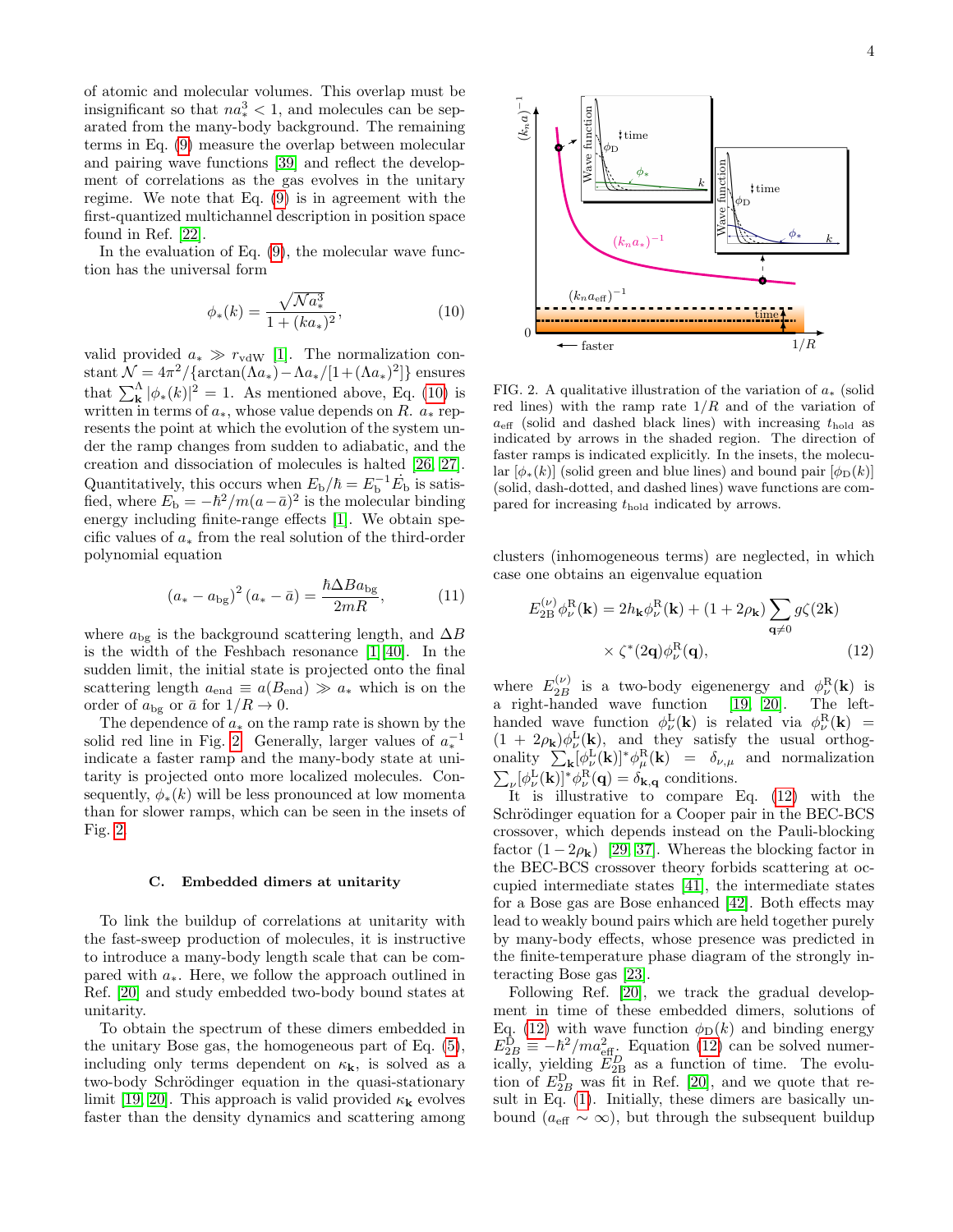of atomic and molecular volumes. This overlap must be insignificant so that $na_*^3 < 1$, and molecules can be separated from the many-body background. The remaining terms in Eq. (9) measure the overlap between molecular and pairing wave functions [39] and reflect the development of correlations as the gas evolves in the unitary regime. We note that Eq. (9) is in agreement with the first-quantized multichannel description in position space found in Ref. [22].

In the evaluation of Eq. (9), the molecular wave function has the universal form

$$\phi_*(k) = \frac{\sqrt{\mathcal{N} a_*^3}}{1 + (ka_*)^2}, \tag{10}$$

valid provided $a_* \gg r_{\rm vdW}$ [1]. The normalization constant $\mathcal{N} = 4\pi^2/\{\arctan(\Lambda a_*) - \Lambda a_*/[1 + (\Lambda a_*)^2]\}$ ensures that $\sum_{\mathbf{k}}^{\Lambda} |\phi_*(k)|^2 = 1$. As mentioned above, Eq. (10) is written in terms of $a_*$, whose value depends on $R$. $a_*$ represents the point at which the evolution of the system under the ramp changes from sudden to adiabatic, and the creation and dissociation of molecules is halted [26, 27]. Quantitatively, this occurs when $E_{\rm b}/\hbar = E_{\rm b}^{-1}\dot{E}_{\rm b}$ is satisfied, where $E_{\rm b} = -\hbar^2/m(a - \bar{a})^2$ is the molecular binding energy including finite-range effects [1]. We obtain specific values of $a_*$ from the real solution of the third-order polynomial equation

$$(a_* - a_{\rm bg})^2 (a_* - \bar{a}) = \frac{\hbar \Delta B a_{\rm bg}}{2mR}, \tag{11}$$

where $a_{\rm bg}$ is the background scattering length, and $\Delta B$ is the width of the Feshbach resonance [1, 40]. In the sudden limit, the initial state is projected onto the final scattering length $a_{\rm end} \equiv a(B_{\rm end}) \gg a_*$ which is on the order of $a_{\rm bg}$ or $\bar{a}$ for $1/R \to 0$.

The dependence of $a_*$ on the ramp rate is shown by the solid red line in Fig. 2. Generally, larger values of $a_*^{-1}$ indicate a faster ramp and the many-body state at unitarity is projected onto more localized molecules. Consequently, $\phi_*(k)$ will be less pronounced at low momenta than for slower ramps, which can be seen in the insets of Fig. 2.

### C. Embedded dimers at unitarity

To link the buildup of correlations at unitarity with the fast-sweep production of molecules, it is instructive to introduce a many-body length scale that can be compared with $a_*$. Here, we follow the approach outlined in Ref. [20] and study embedded two-body bound states at unitarity.

To obtain the spectrum of these dimers embedded in the unitary Bose gas, the homogeneous part of Eq. (5), including only terms dependent on $\kappa_{\mathbf{k}}$, is solved as a two-body Schrödinger equation in the quasi-stationary limit [19, 20]. This approach is valid provided $\kappa_{\mathbf{k}}$ evolves faster than the density dynamics and scattering among clusters (inhomogeneous terms) are neglected, in which case one obtains an eigenvalue equation

FIG. 2. A qualitative illustration of the variation of $a_*$ (solid red lines) with the ramp rate $1/R$ and of the variation of $a_{\rm eff}$ (solid and dashed black lines) with increasing $t_{\rm hold}$ as indicated by arrows in the shaded region. The direction of faster ramps is indicated explicitly. In the insets, the molecular $[\phi_*(k)]$ (solid green and blue lines) and bound pair $[\phi_{\rm D}(k)]$ (solid, dash-dotted, and dashed lines) wave functions are compared for increasing $t_{\rm hold}$ indicated by arrows.

$$E_{2B}^{(\nu)} \phi_\nu^{\rm R}(\mathbf{k}) = 2h_{\mathbf{k}} \phi_\nu^{\rm R}(\mathbf{k}) + (1 + 2\rho_{\mathbf{k}}) \sum_{\mathbf{q} \neq 0} g\zeta(2\mathbf{k}) \times \zeta^*(2\mathbf{q}) \phi_\nu^{\rm R}(\mathbf{q}), \tag{12}$$

where $E_{2B}^{(\nu)}$ is a two-body eigenenergy and $\phi_\nu^{\rm R}(\mathbf{k})$ is a right-handed wave function [19, 20]. The left-handed wave function $\phi_\nu^{\rm L}(\mathbf{k})$ is related via $\phi_\nu^{\rm R}(\mathbf{k}) = (1 + 2\rho_{\mathbf{k}})\phi_\nu^{\rm L}(\mathbf{k})$, and they satisfy the usual orthogonality $\sum_{\mathbf{k}} [\phi_\nu^{\rm L}(\mathbf{k})]^* \phi_\mu^{\rm R}(\mathbf{k}) = \delta_{\nu,\mu}$ and normalization $\sum_\nu [\phi_\nu^{\rm L}(\mathbf{k})]^* \phi_\nu^{\rm R}(\mathbf{q}) = \delta_{\mathbf{k},\mathbf{q}}$ conditions.

It is illustrative to compare Eq. (12) with the Schrödinger equation for a Cooper pair in the BEC-BCS crossover, which depends instead on the Pauli-blocking factor $(1 - 2\rho_{\mathbf{k}})$ [29, 37]. Whereas the blocking factor in the BEC-BCS crossover theory forbids scattering at occupied intermediate states [41], the intermediate states for a Bose gas are Bose enhanced [42]. Both effects may lead to weakly bound pairs which are held together purely by many-body effects, whose presence was predicted in the finite-temperature phase diagram of the strongly interacting Bose gas [23].

Following Ref. [20], we track the gradual development in time of these embedded dimers, solutions of Eq. (12) with wave function $\phi_{\rm D}(k)$ and binding energy $E_{2B}^{\rm D} \equiv -\hbar^2/ma_{\rm eff}^2$. Equation (12) can be solved numerically, yielding $E_{2B}^{D}$ as a function of time. The evolution of $E_{2B}^{\rm D}$ was fit in Ref. [20], and we quote that result in Eq. (1). Initially, these dimers are basically unbound ($a_{\rm eff} \sim \infty$), but through the subsequent buildup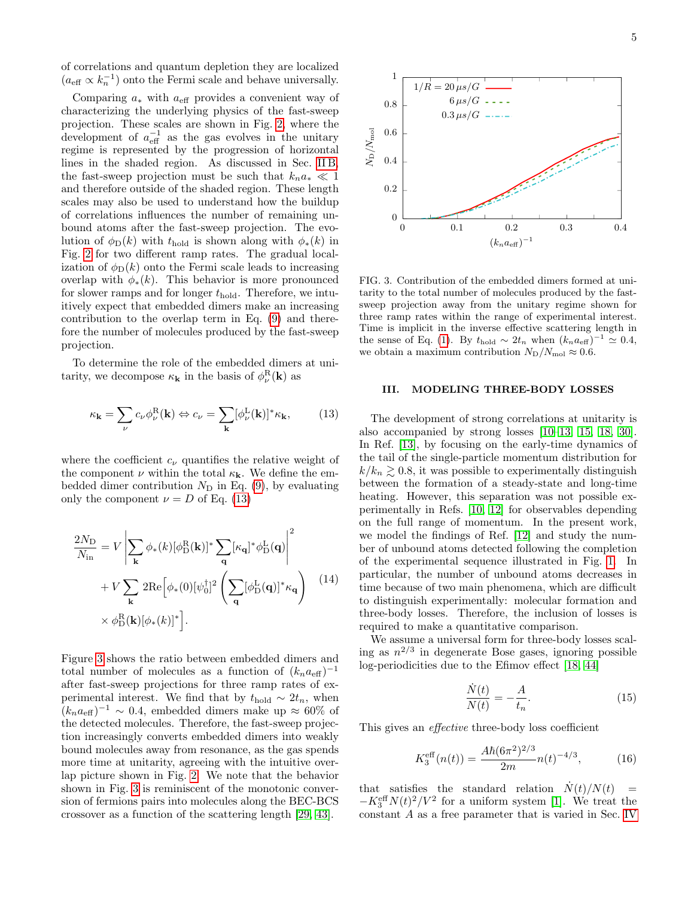of correlations and quantum depletion they are localized ($a_{\rm eff} \propto k_n^{-1}$) onto the Fermi scale and behave universally.

Comparing $a_*$ with $a_{\rm eff}$ provides a convenient way of characterizing the underlying physics of the fast-sweep projection. These scales are shown in Fig. 2, where the development of $a_{\rm eff}^{-1}$ as the gas evolves in the unitary regime is represented by the progression of horizontal lines in the shaded region. As discussed in Sec. II B, the fast-sweep projection must be such that $k_n a_* \ll 1$ and therefore outside of the shaded region. These length scales may also be used to understand how the buildup of correlations influences the number of remaining unbound atoms after the fast-sweep projection. The evolution of $\phi_{\rm D}(k)$ with $t_{\rm hold}$ is shown along with $\phi_*(k)$ in Fig. 2 for two different ramp rates. The gradual localization of $\phi_{\rm D}(k)$ onto the Fermi scale leads to increasing overlap with $\phi_*(k)$. This behavior is more pronounced for slower ramps and for longer $t_{\rm hold}$. Therefore, we intuitively expect that embedded dimers make an increasing contribution to the overlap term in Eq. (9) and therefore the number of molecules produced by the fast-sweep projection.

To determine the role of the embedded dimers at unitarity, we decompose $\kappa_{\mathbf{k}}$ in the basis of $\phi_\nu^{\rm R}(\mathbf{k})$ as

$$\kappa_{\mathbf{k}} = \sum_\nu c_\nu \phi_\nu^{\rm R}(\mathbf{k}) \Leftrightarrow c_\nu = \sum_{\mathbf{k}} [\phi_\nu^{\rm L}(\mathbf{k})]^* \kappa_{\mathbf{k}}, \tag{13}$$

where the coefficient $c_\nu$ quantifies the relative weight of the component $\nu$ within the total $\kappa_{\mathbf{k}}$. We define the embedded dimer contribution $N_{\rm D}$ in Eq. (9), by evaluating only the component $\nu = D$ of Eq. (13)

$$\begin{aligned}\frac{2N_{\rm D}}{N_{\rm in}} &= V\left|\sum_{\mathbf{k}} \phi_*(k)[\phi_{\rm D}^{\rm R}(\mathbf{k})]^* \sum_{\mathbf{q}} [\kappa_{\mathbf{q}}]^* \phi_{\rm D}^{\rm L}(\mathbf{q})\right|^2 \\ &+ V\sum_{\mathbf{k}} 2{\rm Re}\Big[\phi_*(0)[\psi_0^\dagger]^2 \left(\sum_{\mathbf{q}} [\phi_{\rm D}^{\rm L}(\mathbf{q})]^* \kappa_{\mathbf{q}}\right) \\ &\times \phi_{\rm D}^{\rm R}(\mathbf{k})[\phi_*(k)]^*\Big].\end{aligned} \tag{14}$$

Figure 3 shows the ratio between embedded dimers and total number of molecules as a function of $(k_n a_{\rm eff})^{-1}$ after fast-sweep projections for three ramp rates of experimental interest. We find that by $t_{\rm hold} \sim 2t_n$, when $(k_n a_{\rm eff})^{-1} \sim 0.4$, embedded dimers make up $\approx 60\%$ of the detected molecules. Therefore, the fast-sweep projection increasingly converts embedded dimers into weakly bound molecules away from resonance, as the gas spends more time at unitarity, agreeing with the intuitive overlap picture shown in Fig. 2. We note that the behavior shown in Fig. 3 is reminiscent of the monotonic conversion of fermions pairs into molecules along the BEC-BCS crossover as a function of the scattering length [29, 43].

FIG. 3. Contribution of the embedded dimers formed at unitarity to the total number of molecules produced by the fast-sweep projection away from the unitary regime shown for three ramp rates within the range of experimental interest. Time is implicit in the inverse effective scattering length in the sense of Eq. (1). By $t_{\rm hold} \sim 2t_n$ when $(k_n a_{\rm eff})^{-1} \simeq 0.4$, we obtain a maximum contribution $N_{\rm D}/N_{\rm mol} \approx 0.6$.

## III. MODELING THREE-BODY LOSSES

The development of strong correlations at unitarity is also accompanied by strong losses [10–13, 15, 18, 30]. In Ref. [13], by focusing on the early-time dynamics of the tail of the single-particle momentum distribution for $k/k_n \gtrsim 0.8$, it was possible to experimentally distinguish between the formation of a steady-state and long-time heating. However, this separation was not possible experimentally in Refs. [10, 12] for observables depending on the full range of momentum. In the present work, we model the findings of Ref. [12] and study the number of unbound atoms detected following the completion of the experimental sequence illustrated in Fig. 1. In particular, the number of unbound atoms decreases in time because of two main phenomena, which are difficult to distinguish experimentally: molecular formation and three-body losses. Therefore, the inclusion of losses is required to make a quantitative comparison.

We assume a universal form for three-body losses scaling as $n^{2/3}$ in degenerate Bose gases, ignoring possible log-periodicities due to the Efimov effect [18, 44]

$$\frac{\dot{N}(t)}{N(t)} = -\frac{A}{t_n}. \tag{15}$$

This gives an *effective* three-body loss coefficient

$$K_3^{\rm eff}(n(t)) = \frac{A\hbar(6\pi^2)^{2/3}}{2m} n(t)^{-4/3}, \tag{16}$$

that satisfies the standard relation $\dot{N}(t)/N(t) = -K_3^{\rm eff} N(t)^2/V^2$ for a uniform system [1]. We treat the constant $A$ as a free parameter that is varied in Sec. IV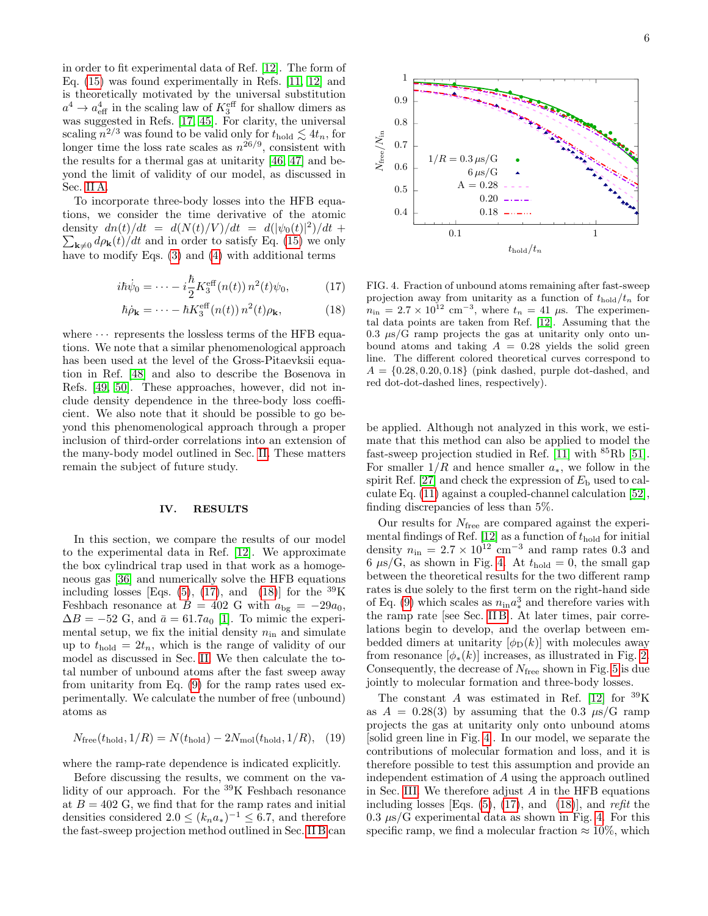in order to fit experimental data of Ref. [12]. The form of Eq. (15) was found experimentally in Refs. [11, 12] and is theoretically motivated by the universal substitution $a^4 \to a^4_{\rm eff}$ in the scaling law of $K_3^{\rm eff}$ for shallow dimers as was suggested in Refs. [17, 45]. For clarity, the universal scaling $n^{2/3}$ was found to be valid only for $t_{\rm hold} \lesssim 4t_n$, for longer time the loss rate scales as $n^{26/9}$, consistent with the results for a thermal gas at unitarity [46, 47] and beyond the limit of validity of our model, as discussed in Sec. II A.

To incorporate three-body losses into the HFB equations, we consider the time derivative of the atomic density $dn(t)/dt = d(N(t)/V)/dt = d(|\psi_0(t)|^2)/dt + \sum_{\mathbf{k}\neq 0} d\rho_{\mathbf{k}}(t)/dt$ and in order to satisfy Eq. (15) we only have to modify Eqs. (3) and (4) with additional terms

$$i\hbar\dot{\psi}_0 = \cdots - i\frac{\hbar}{2}K_3^{\rm eff}(n(t))\, n^2(t)\psi_0, \tag{17}$$

$$\hbar\dot{\rho}_{\mathbf{k}} = \cdots - \hbar K_3^{\rm eff}(n(t))\, n^2(t)\rho_{\mathbf{k}}, \tag{18}$$

where $\cdots$ represents the lossless terms of the HFB equations. We note that a similar phenomenological approach has been used at the level of the Gross-Pitaevksii equation in Ref. [48] and also to describe the Bosenova in Refs. [49, 50]. These approaches, however, did not include density dependence in the three-body loss coefficient. We also note that it should be possible to go beyond this phenomenological approach through a proper inclusion of third-order correlations into an extension of the many-body model outlined in Sec. II. These matters remain the subject of future study.

## IV. RESULTS

In this section, we compare the results of our model to the experimental data in Ref. [12]. We approximate the box cylindrical trap used in that work as a homogeneous gas [36] and numerically solve the HFB equations including losses [Eqs. (5), (17), and (18)] for the $^{39}$K Feshbach resonance at $B = 402$ G with $a_{\rm bg} = -29a_0$, $\Delta B = -52$ G, and $\bar{a} = 61.7a_0$ [1]. To mimic the experimental setup, we fix the initial density $n_{\rm in}$ and simulate up to $t_{\rm hold} = 2t_n$, which is the range of validity of our model as discussed in Sec. II. We then calculate the total number of unbound atoms after the fast sweep away from unitarity from Eq. (9) for the ramp rates used experimentally. We calculate the number of free (unbound) atoms as

$$N_{\rm free}(t_{\rm hold}, 1/R) = N(t_{\rm hold}) - 2N_{\rm mol}(t_{\rm hold}, 1/R), \tag{19}$$

where the ramp-rate dependence is indicated explicitly.

Before discussing the results, we comment on the validity of our approach. For the $^{39}$K Feshbach resonance at $B = 402$ G, we find that for the ramp rates and initial densities considered $2.0 \leq (k_n a_*)^{-1} \leq 6.7$, and therefore the fast-sweep projection method outlined in Sec. II B can be applied. Although not analyzed in this work, we estimate that this method can also be applied to model the fast-sweep projection studied in Ref. [11] with $^{85}$Rb [51]. For smaller $1/R$ and hence smaller $a_*$, we follow in the spirit Ref. [27] and check the expression of $E_{\rm b}$ used to calculate Eq. (11) against a coupled-channel calculation [52], finding discrepancies of less than 5%.

FIG. 4. Fraction of unbound atoms remaining after fast-sweep projection away from unitarity as a function of $t_{\rm hold}/t_n$ for $n_{\rm in} = 2.7 \times 10^{12}$ cm$^{-3}$, where $t_n = 41$ $\mu$s. The experimental data points are taken from Ref. [12]. Assuming that the 0.3 $\mu$s/G ramp projects the gas at unitarity only onto unbound atoms and taking $A = 0.28$ yields the solid green line. The different colored theoretical curves correspond to $A = \{0.28, 0.20, 0.18\}$ (pink dashed, purple dot-dashed, and red dot-dot-dashed lines, respectively).

Our results for $N_{\rm free}$ are compared against the experimental findings of Ref. [12] as a function of $t_{\rm hold}$ for initial density $n_{\rm in} = 2.7 \times 10^{12}$ cm$^{-3}$ and ramp rates 0.3 and 6 $\mu$s/G, as shown in Fig. 4. At $t_{\rm hold} = 0$, the small gap between the theoretical results for the two different ramp rates is due solely to the first term on the right-hand side of Eq. (9) which scales as $n_{\rm in}a_*^3$ and therefore varies with the ramp rate [see Sec. II B]. At later times, pair correlations begin to develop, and the overlap between embedded dimers at unitarity [$\phi_{\rm D}(k)$] with molecules away from resonance [$\phi_*(k)$] increases, as illustrated in Fig. 2. Consequently, the decrease of $N_{\rm free}$ shown in Fig. 5 is due jointly to molecular formation and three-body losses.

The constant $A$ was estimated in Ref. [12] for $^{39}$K as $A = 0.28(3)$ by assuming that the 0.3 $\mu$s/G ramp projects the gas at unitarity only onto unbound atoms [solid green line in Fig. 4]. In our model, we separate the contributions of molecular formation and loss, and it is therefore possible to test this assumption and provide an independent estimation of $A$ using the approach outlined in Sec. III. We therefore adjust $A$ in the HFB equations including losses [Eqs. (5), (17), and (18)], and *refit* the 0.3 $\mu$s/G experimental data as shown in Fig. 4. For this specific ramp, we find a molecular fraction $\approx 10\%$, which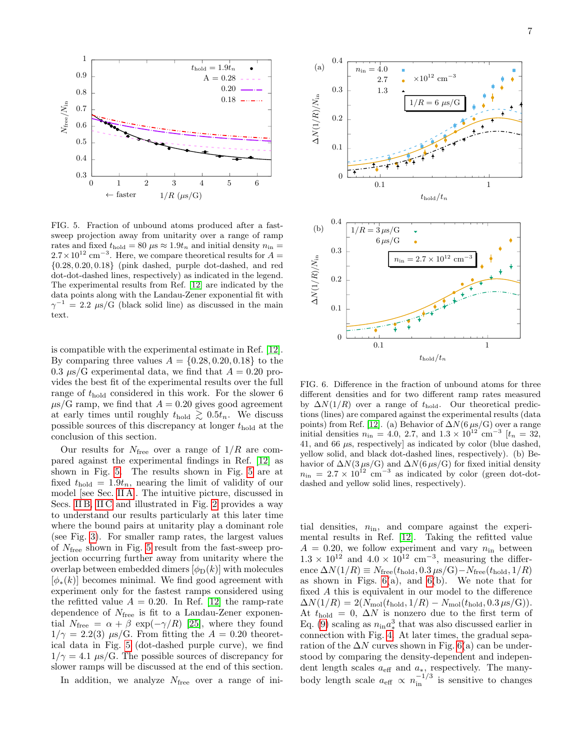FIG. 5. Fraction of unbound atoms produced after a fast-sweep projection away from unitarity over a range of ramp rates and fixed $t_{\rm hold} = 80\ \mu s \approx 1.9 t_n$ and initial density $n_{\rm in} = 2.7 \times 10^{12}\ {\rm cm}^{-3}$. Here, we compare theoretical results for $A = \{0.28, 0.20, 0.18\}$ (pink dashed, purple dot-dashed, and red dot-dot-dashed lines, respectively) as indicated in the legend. The experimental results from Ref. [12] are indicated by the data points along with the Landau-Zener exponential fit with $\gamma^{-1} = 2.2\ \mu s$/G (black solid line) as discussed in the main text.

is compatible with the experimental estimate in Ref. [12]. By comparing three values $A = \{0.28, 0.20, 0.18\}$ to the 0.3 $\mu s$/G experimental data, we find that $A = 0.20$ provides the best fit of the experimental results over the full range of $t_{\rm hold}$ considered in this work. For the slower 6 $\mu s$/G ramp, we find that $A = 0.20$ gives good agreement at early times until roughly $t_{\rm hold} \gtrsim 0.5 t_n$. We discuss possible sources of this discrepancy at longer $t_{\rm hold}$ at the conclusion of this section.

Our results for $N_{\rm free}$ over a range of $1/R$ are compared against the experimental findings in Ref. [12] as shown in Fig. 5. The results shown in Fig. 5 are at fixed $t_{\rm hold} = 1.9 t_n$, nearing the limit of validity of our model [see Sec. II A]. The intuitive picture, discussed in Secs. II B, II C and illustrated in Fig. 2 provides a way to understand our results particularly at this later time where the bound pairs at unitarity play a dominant role (see Fig. 3). For smaller ramp rates, the largest values of $N_{\rm free}$ shown in Fig. 5 result from the fast-sweep projection occurring further away from unitarity where the overlap between embedded dimers $[\phi_{\rm D}(k)]$ with molecules $[\phi_*(k)]$ becomes minimal. We find good agreement with experiment only for the fastest ramps considered using the refitted value $A = 0.20$. In Ref. [12] the ramp-rate dependence of $N_{\rm free}$ is fit to a Landau-Zener exponential $N_{\rm free} = \alpha + \beta\, \exp(-\gamma/R)$ [25], where they found $1/\gamma = 2.2(3)\ \mu s$/G. From fitting the $A = 0.20$ theoretical data in Fig. 5 (dot-dashed purple curve), we find $1/\gamma = 4.1\ \mu s$/G. The possible sources of discrepancy for slower ramps will be discussed at the end of this section.

In addition, we analyze $N_{\rm free}$ over a range of initial densities, $n_{\rm in}$, and compare against the experimental results in Ref. [12]. Taking the refitted value $A = 0.20$, we follow experiment and vary $n_{\rm in}$ between $1.3 \times 10^{12}$ and $4.0 \times 10^{12}\ {\rm cm}^{-3}$, measuring the difference $\Delta N(1/R) \equiv N_{\rm free}(t_{\rm hold}, 0.3\,\mu s/{\rm G}) - N_{\rm free}(t_{\rm hold}, 1/R)$ as shown in Figs. 6(a), and 6(b). We note that for fixed $A$ this is equivalent in our model to the difference $\Delta N(1/R) = 2(N_{\rm mol}(t_{\rm hold}, 1/R) - N_{\rm mol}(t_{\rm hold}, 0.3\,\mu s/{\rm G}))$. At $t_{\rm hold} = 0$, $\Delta N$ is nonzero due to the first term of Eq. (9) scaling as $n_{\rm in} a_*^3$ that was also discussed earlier in connection with Fig. 4. At later times, the gradual separation of the $\Delta N$ curves shown in Fig. 6(a) can be understood by comparing the density-dependent and independent length scales $a_{\rm eff}$ and $a_*$, respectively. The many-body length scale $a_{\rm eff} \propto n_{\rm in}^{-1/3}$ is sensitive to changes

FIG. 6. Difference in the fraction of unbound atoms for three different densities and for two different ramp rates measured by $\Delta N(1/R)$ over a range of $t_{\rm hold}$. Our theoretical predictions (lines) are compared against the experimental results (data points) from Ref. [12]. (a) Behavior of $\Delta N(6\,\mu s/{\rm G})$ over a range initial densities $n_{\rm in} = 4.0$, 2.7, and $1.3 \times 10^{12}\ {\rm cm}^{-3}$ [$t_n = 32$, 41, and 66 $\mu s$, respectively] as indicated by color (blue dashed, yellow solid, and black dot-dashed lines, respectively). (b) Behavior of $\Delta N(3\,\mu s/{\rm G})$ and $\Delta N(6\,\mu s/{\rm G})$ for fixed initial density $n_{\rm in} = 2.7 \times 10^{12}\ {\rm cm}^{-3}$ as indicated by color (green dot-dot-dashed and yellow solid lines, respectively).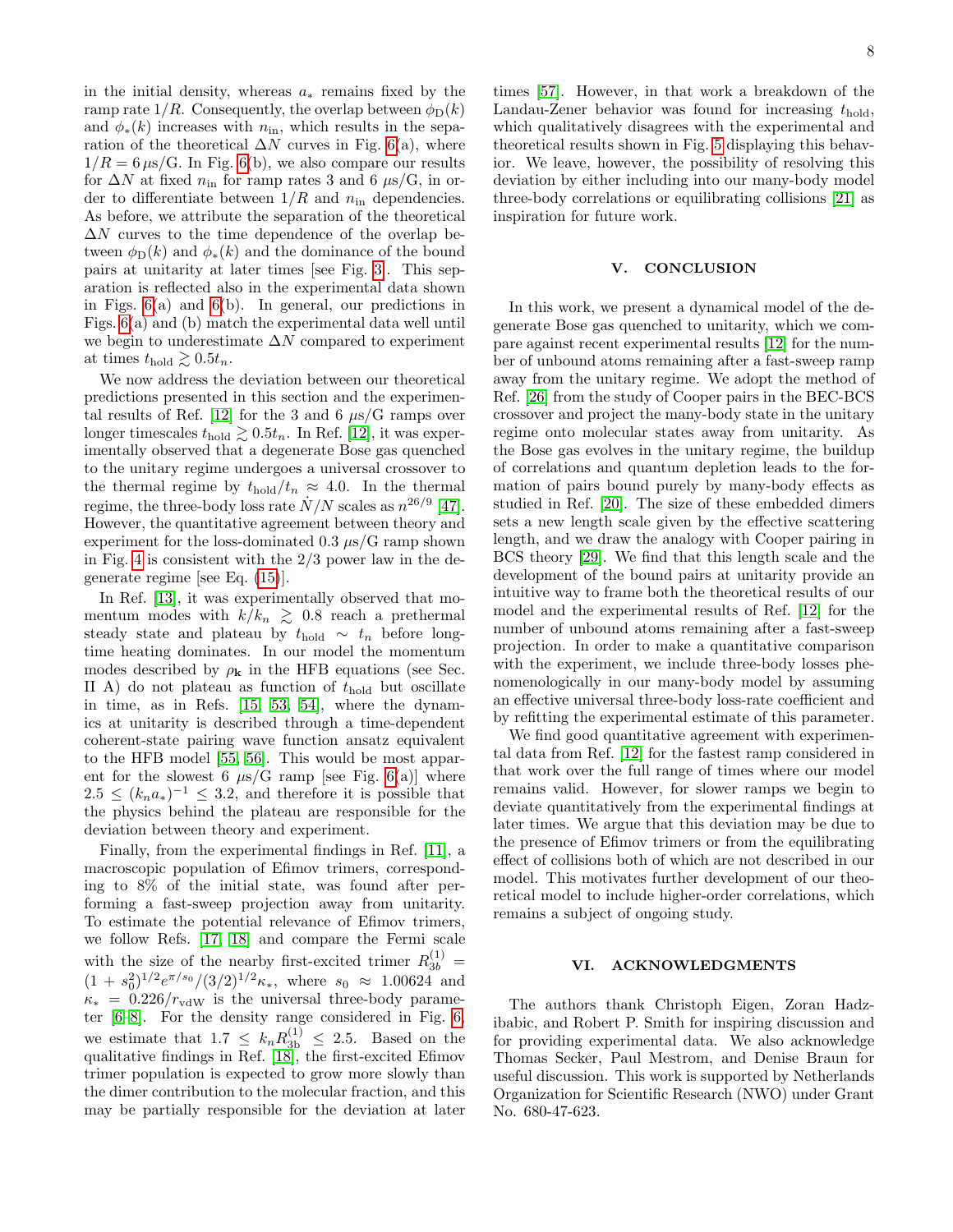in the initial density, whereas $a_*$ remains fixed by the ramp rate $1/R$. Consequently, the overlap between $\phi_{\rm D}(k)$ and $\phi_*(k)$ increases with $n_{\rm in}$, which results in the separation of the theoretical $\Delta N$ curves in Fig. 6(a), where $1/R = 6\,\mu$s/G. In Fig. 6(b), we also compare our results for $\Delta N$ at fixed $n_{\rm in}$ for ramp rates 3 and 6 $\mu$s/G, in order to differentiate between $1/R$ and $n_{\rm in}$ dependencies. As before, we attribute the separation of the theoretical $\Delta N$ curves to the time dependence of the overlap between $\phi_{\rm D}(k)$ and $\phi_*(k)$ and the dominance of the bound pairs at unitarity at later times [see Fig. 3]. This separation is reflected also in the experimental data shown in Figs. 6(a) and 6(b). In general, our predictions in Figs. 6(a) and (b) match the experimental data well until we begin to underestimate $\Delta N$ compared to experiment at times $t_{\rm hold} \gtrsim 0.5 t_n$.

We now address the deviation between our theoretical predictions presented in this section and the experimental results of Ref. [12] for the 3 and 6 $\mu$s/G ramps over longer timescales $t_{\rm hold} \gtrsim 0.5 t_n$. In Ref. [12], it was experimentally observed that a degenerate Bose gas quenched to the unitary regime undergoes a universal crossover to the thermal regime by $t_{\rm hold}/t_n \approx 4.0$. In the thermal regime, the three-body loss rate $\dot{N}/N$ scales as $n^{26/9}$ [47]. However, the quantitative agreement between theory and experiment for the loss-dominated 0.3 $\mu$s/G ramp shown in Fig. 4 is consistent with the 2/3 power law in the degenerate regime [see Eq. (15)].

In Ref. [13], it was experimentally observed that momentum modes with $k/k_n \gtrsim 0.8$ reach a prethermal steady state and plateau by $t_{\rm hold} \sim t_n$ before long-time heating dominates. In our model the momentum modes described by $\rho_{\mathbf{k}}$ in the HFB equations (see Sec. II A) do not plateau as function of $t_{\rm hold}$ but oscillate in time, as in Refs. [15, 53, 54], where the dynamics at unitarity is described through a time-dependent coherent-state pairing wave function ansatz equivalent to the HFB model [55, 56]. This would be most apparent for the slowest 6 $\mu$s/G ramp [see Fig. 6(a)] where $2.5 \leq (k_n a_*)^{-1} \leq 3.2$, and therefore it is possible that the physics behind the plateau are responsible for the deviation between theory and experiment.

Finally, from the experimental findings in Ref. [11], a macroscopic population of Efimov trimers, corresponding to 8% of the initial state, was found after performing a fast-sweep projection away from unitarity. To estimate the potential relevance of Efimov trimers, we follow Refs. [17, 18] and compare the Fermi scale with the size of the nearby first-excited trimer $R_{3b}^{(1)} = (1+s_0^2)^{1/2} e^{\pi/s_0}/(3/2)^{1/2}\kappa_*$, where $s_0 \approx 1.00624$ and $\kappa_* = 0.226/r_{\rm vdW}$ is the universal three-body parameter [6–8]. For the density range considered in Fig. 6, we estimate that $1.7 \leq k_n R_{3b}^{(1)} \leq 2.5$. Based on the qualitative findings in Ref. [18], the first-excited Efimov trimer population is expected to grow more slowly than the dimer contribution to the molecular fraction, and this may be partially responsible for the deviation at later times [57]. However, in that work a breakdown of the Landau-Zener behavior was found for increasing $t_{\rm hold}$, which qualitatively disagrees with the experimental and theoretical results shown in Fig. 5 displaying this behavior. We leave, however, the possibility of resolving this deviation by either including into our many-body model three-body correlations or equilibrating collisions [21] as inspiration for future work.

## V. CONCLUSION

In this work, we present a dynamical model of the degenerate Bose gas quenched to unitarity, which we compare against recent experimental results [12] for the number of unbound atoms remaining after a fast-sweep ramp away from the unitary regime. We adopt the method of Ref. [26] from the study of Cooper pairs in the BEC-BCS crossover and project the many-body state in the unitary regime onto molecular states away from unitarity. As the Bose gas evolves in the unitary regime, the buildup of correlations and quantum depletion leads to the formation of pairs bound purely by many-body effects as studied in Ref. [20]. The size of these embedded dimers sets a new length scale given by the effective scattering length, and we draw the analogy with Cooper pairing in BCS theory [29]. We find that this length scale and the development of the bound pairs at unitarity provide an intuitive way to frame both the theoretical results of our model and the experimental results of Ref. [12] for the number of unbound atoms remaining after a fast-sweep projection. In order to make a quantitative comparison with the experiment, we include three-body losses phenomenologically in our many-body model by assuming an effective universal three-body loss-rate coefficient and by refitting the experimental estimate of this parameter.

We find good quantitative agreement with experimental data from Ref. [12] for the fastest ramp considered in that work over the full range of times where our model remains valid. However, for slower ramps we begin to deviate quantitatively from the experimental findings at later times. We argue that this deviation may be due to the presence of Efimov trimers or from the equilibrating effect of collisions both of which are not described in our model. This motivates further development of our theoretical model to include higher-order correlations, which remains a subject of ongoing study.

## VI. ACKNOWLEDGMENTS

The authors thank Christoph Eigen, Zoran Hadzibabic, and Robert P. Smith for inspiring discussion and for providing experimental data. We also acknowledge Thomas Secker, Paul Mestrom, and Denise Braun for useful discussion. This work is supported by Netherlands Organization for Scientific Research (NWO) under Grant No. 680-47-623.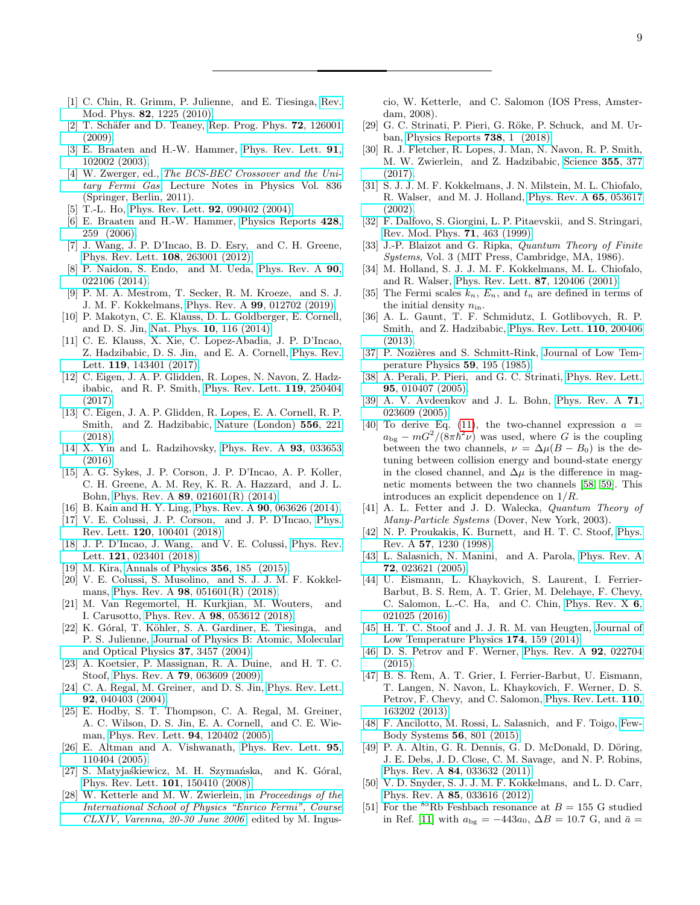[1] C. Chin, R. Grimm, P. Julienne, and E. Tiesinga, Rev. Mod. Phys. **82**, 1225 (2010).

[2] T. Schäfer and D. Teaney, Rep. Prog. Phys. **72**, 126001 (2009).

[3] E. Braaten and H.-W. Hammer, Phys. Rev. Lett. **91**, 102002 (2003).

[4] W. Zwerger, ed., *The BCS-BEC Crossover and the Unitary Fermi Gas*, Lecture Notes in Physics Vol. 836 (Springer, Berlin, 2011).

[5] T.-L. Ho, Phys. Rev. Lett. **92**, 090402 (2004).

[6] E. Braaten and H.-W. Hammer, Physics Reports **428**, 259 (2006).

[7] J. Wang, J. P. D'Incao, B. D. Esry, and C. H. Greene, Phys. Rev. Lett. **108**, 263001 (2012).

[8] P. Naidon, S. Endo, and M. Ueda, Phys. Rev. A **90**, 022106 (2014).

[9] P. M. A. Mestrom, T. Secker, R. M. Kroeze, and S. J. J. M. F. Kokkelmans, Phys. Rev. A **99**, 012702 (2019).

[10] P. Makotyn, C. E. Klauss, D. L. Goldberger, E. Cornell, and D. S. Jin, Nat. Phys. **10**, 116 (2014).

[11] C. E. Klauss, X. Xie, C. Lopez-Abadia, J. P. D'Incao, Z. Hadzibabic, D. S. Jin, and E. A. Cornell, Phys. Rev. Lett. **119**, 143401 (2017).

[12] C. Eigen, J. A. P. Glidden, R. Lopes, N. Navon, Z. Hadzibabic, and R. P. Smith, Phys. Rev. Lett. **119**, 250404 (2017).

[13] C. Eigen, J. A. P. Glidden, R. Lopes, E. A. Cornell, R. P. Smith, and Z. Hadzibabic, Nature (London) **556**, 221 (2018).

[14] X. Yin and L. Radzihovsky, Phys. Rev. A **93**, 033653 (2016).

[15] A. G. Sykes, J. P. Corson, J. P. D'Incao, A. P. Koller, C. H. Greene, A. M. Rey, K. R. A. Hazzard, and J. L. Bohn, Phys. Rev. A **89**, 021601(R) (2014).

[16] B. Kain and H. Y. Ling, Phys. Rev. A **90**, 063626 (2014).

[17] V. E. Colussi, J. P. Corson, and J. P. D'Incao, Phys. Rev. Lett. **120**, 100401 (2018).

[18] J. P. D'Incao, J. Wang, and V. E. Colussi, Phys. Rev. Lett. **121**, 023401 (2018).

[19] M. Kira, Annals of Physics **356**, 185 (2015).

[20] V. E. Colussi, S. Musolino, and S. J. J. M. F. Kokkelmans, Phys. Rev. A **98**, 051601(R) (2018).

[21] M. Van Regemortel, H. Kurkjian, M. Wouters, and I. Carusotto, Phys. Rev. A **98**, 053612 (2018).

[22] K. Góral, T. Köhler, S. A. Gardiner, E. Tiesinga, and P. S. Julienne, Journal of Physics B: Atomic, Molecular and Optical Physics **37**, 3457 (2004).

[23] A. Koetsier, P. Massignan, R. A. Duine, and H. T. C. Stoof, Phys. Rev. A **79**, 063609 (2009).

[24] C. A. Regal, M. Greiner, and D. S. Jin, Phys. Rev. Lett. **92**, 040403 (2004).

[25] E. Hodby, S. T. Thompson, C. A. Regal, M. Greiner, A. C. Wilson, D. S. Jin, E. A. Cornell, and C. E. Wieman, Phys. Rev. Lett. **94**, 120402 (2005).

[26] E. Altman and A. Vishwanath, Phys. Rev. Lett. **95**, 110404 (2005).

[27] S. Matyjaśkiewicz, M. H. Szymańska, and K. Góral, Phys. Rev. Lett. **101**, 150410 (2008).

[28] W. Ketterle and M. W. Zwierlein, in *Proceedings of the International School of Physics "Enrico Fermi", Course CLXIV, Varenna, 20-30 June 2006*, edited by M. Inguscio, W. Ketterle, and C. Salomon (IOS Press, Amsterdam, 2008).

[29] G. C. Strinati, P. Pieri, G. Röke, P. Schuck, and M. Urban, Physics Reports **738**, 1 (2018).

[30] R. J. Fletcher, R. Lopes, J. Man, N. Navon, R. P. Smith, M. W. Zwierlein, and Z. Hadzibabic, Science **355**, 377 (2017).

[31] S. J. J. M. F. Kokkelmans, J. N. Milstein, M. L. Chiofalo, R. Walser, and M. J. Holland, Phys. Rev. A **65**, 053617 (2002).

[32] F. Dalfovo, S. Giorgini, L. P. Pitaevskii, and S. Stringari, Rev. Mod. Phys. **71**, 463 (1999).

[33] J.-P. Blaizot and G. Ripka, *Quantum Theory of Finite Systems*, Vol. 3 (MIT Press, Cambridge, MA, 1986).

[34] M. Holland, S. J. J. M. F. Kokkelmans, M. L. Chiofalo, and R. Walser, Phys. Rev. Lett. **87**, 120406 (2001).

[35] The Fermi scales $k_n$, $E_n$, and $t_n$ are defined in terms of the initial density $n_{\rm in}$.

[36] A. L. Gaunt, T. F. Schmidutz, I. Gotlibovych, R. P. Smith, and Z. Hadzibabic, Phys. Rev. Lett. **110**, 200406 (2013).

[37] P. Nozières and S. Schmitt-Rink, Journal of Low Temperature Physics **59**, 195 (1985).

[38] A. Perali, P. Pieri, and G. C. Strinati, Phys. Rev. Lett. **95**, 010407 (2005).

[39] A. V. Avdeenkov and J. L. Bohn, Phys. Rev. A **71**, 023609 (2005).

[40] To derive Eq. (11), the two-channel expression $a = a_{\rm bg} - mG^2/(8\pi\hbar^2\nu)$ was used, where $G$ is the coupling between the two channels, $\nu = \Delta\mu(B - B_0)$ is the detuning between collision energy and bound-state energy in the closed channel, and $\Delta\mu$ is the difference in magnetic moments between the two channels [58, 59]. This introduces an explicit dependence on $1/R$.

[41] A. L. Fetter and J. D. Walecka, *Quantum Theory of Many-Particle Systems* (Dover, New York, 2003).

[42] N. P. Proukakis, K. Burnett, and H. T. C. Stoof, Phys. Rev. A **57**, 1230 (1998).

[43] L. Salasnich, N. Manini, and A. Parola, Phys. Rev. A **72**, 023621 (2005).

[44] U. Eismann, L. Khaykovich, S. Laurent, I. Ferrier-Barbut, B. S. Rem, A. T. Grier, M. Delehaye, F. Chevy, C. Salomon, L.-C. Ha, and C. Chin, Phys. Rev. X **6**, 021025 (2016).

[45] H. T. C. Stoof and J. J. R. M. van Heugten, Journal of Low Temperature Physics **174**, 159 (2014).

[46] D. S. Petrov and F. Werner, Phys. Rev. A **92**, 022704 (2015).

[47] B. S. Rem, A. T. Grier, I. Ferrier-Barbut, U. Eismann, T. Langen, N. Navon, L. Khaykovich, F. Werner, D. S. Petrov, F. Chevy, and C. Salomon, Phys. Rev. Lett. **110**, 163202 (2013).

[48] F. Ancilotto, M. Rossi, L. Salasnich, and F. Toigo, Few-Body Systems **56**, 801 (2015).

[49] P. A. Altin, G. R. Dennis, G. D. McDonald, D. Döring, J. E. Debs, J. D. Close, C. M. Savage, and N. P. Robins, Phys. Rev. A **84**, 033632 (2011).

[50] V. D. Snyder, S. J. J. M. F. Kokkelmans, and L. D. Carr, Phys. Rev. A **85**, 033616 (2012).

[51] For the $^{85}$Rb Feshbach resonance at $B = 155$ G studied in Ref. [11] with $a_{\rm bg} = -443a_0$, $\Delta B = 10.7$ G, and $\bar{a} =$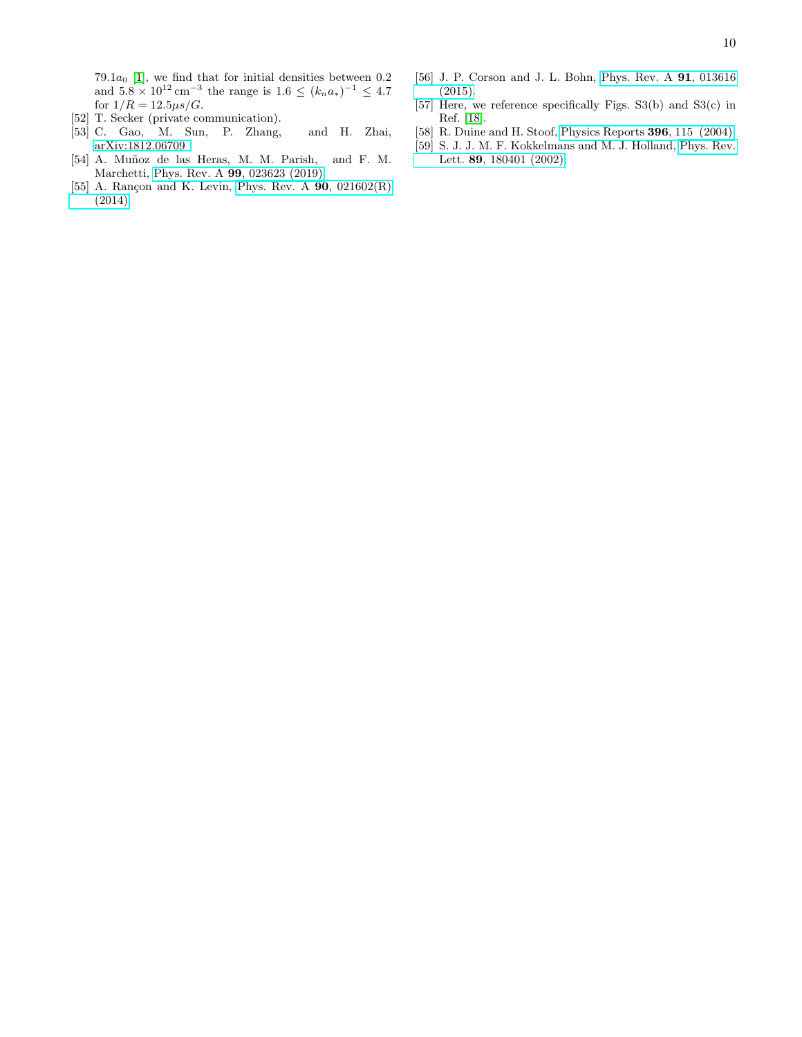$79.1a_0$ [1], we find that for initial densities between 0.2 and $5.8 \times 10^{12}\,\mathrm{cm}^{-3}$ the range is $1.6 \leq (k_n a_*)^{-1} \leq 4.7$ for $1/R = 12.5\mu s/G$.

[52] T. Secker (private communication).

[53] C. Gao, M. Sun, P. Zhang, and H. Zhai, arXiv:1812.06709 .

[54] A. Muñoz de las Heras, M. M. Parish, and F. M. Marchetti, Phys. Rev. A **99**, 023623 (2019).

[55] A. Rançon and K. Levin, Phys. Rev. A **90**, 021602(R) (2014).

[56] J. P. Corson and J. L. Bohn, Phys. Rev. A **91**, 013616 (2015).

[57] Here, we reference specifically Figs. S3(b) and S3(c) in Ref. [18].

[58] R. Duine and H. Stoof, Physics Reports **396**, 115 (2004).

[59] S. J. J. M. F. Kokkelmans and M. J. Holland, Phys. Rev. Lett. **89**, 180401 (2002).